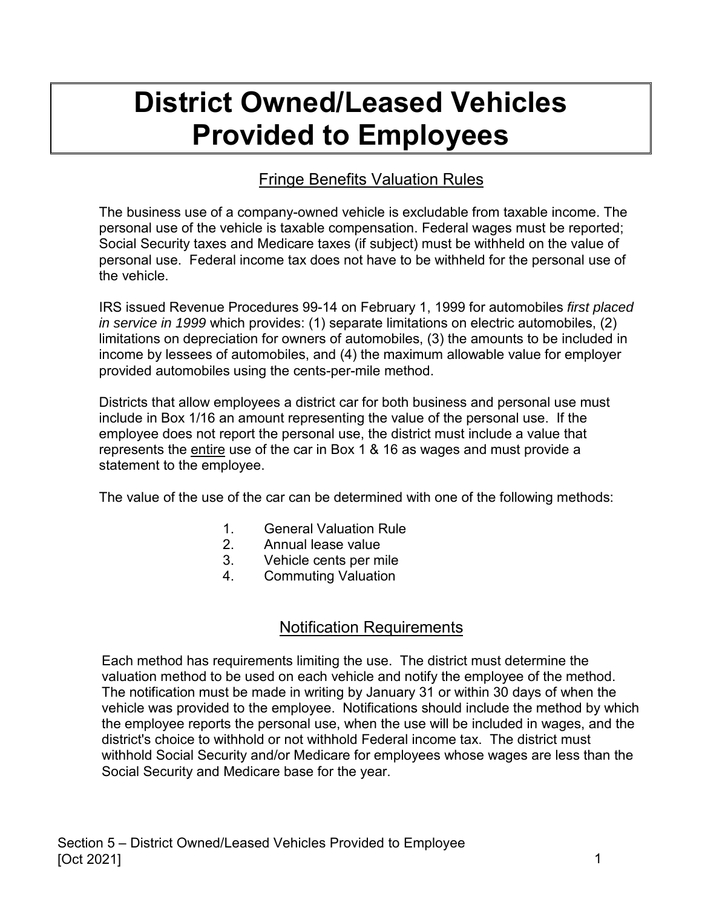# District Owned/Leased Vehicles Provided to Employees

## Fringe Benefits Valuation Rules

The business use of a company-owned vehicle is excludable from taxable income. The personal use of the vehicle is taxable compensation. Federal wages must be reported; Social Security taxes and Medicare taxes (if subject) must be withheld on the value of personal use. Federal income tax does not have to be withheld for the personal use of the vehicle.

IRS issued Revenue Procedures 99-14 on February 1, 1999 for automobiles *first placed in service in 1999* which provides: (1) separate limitations on electric automobiles, (2) limitations on depreciation for owners of automobiles, (3) the amounts to be included in income by lessees of automobiles, and (4) the maximum allowable value for employer provided automobiles using the cents-per-mile method.

Districts that allow employees a district car for both business and personal use must include in Box 1/16 an amount representing the value of the personal use. If the employee does not report the personal use, the district must include a value that represents the <u>entire</u> use of the car in Box 1 & 16 as wages and must provide a statement to the employee.

The value of the use of the car can be determined with one of the following methods:

1. General Valuation Rule
2. Annual lease value
3. Vehicle cents per mile
4. Commuting Valuation

## Notification Requirements

Each method has requirements limiting the use. The district must determine the valuation method to be used on each vehicle and notify the employee of the method. The notification must be made in writing by January 31 or within 30 days of when the vehicle was provided to the employee. Notifications should include the method by which the employee reports the personal use, when the use will be included in wages, and the district's choice to withhold or not withhold Federal income tax. The district must withhold Social Security and/or Medicare for employees whose wages are less than the Social Security and Medicare base for the year.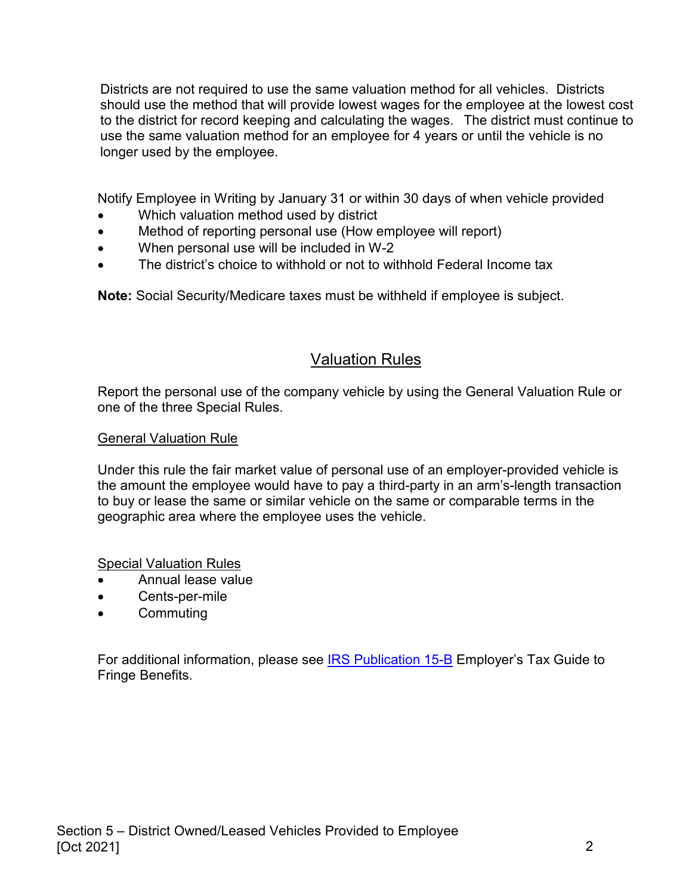Districts are not required to use the same valuation method for all vehicles. Districts should use the method that will provide lowest wages for the employee at the lowest cost to the district for record keeping and calculating the wages. The district must continue to use the same valuation method for an employee for 4 years or until the vehicle is no longer used by the employee.

Notify Employee in Writing by January 31 or within 30 days of when vehicle provided

- Which valuation method used by district
- Method of reporting personal use (How employee will report)
- When personal use will be included in W-2
- The district's choice to withhold or not to withhold Federal Income tax

**Note:** Social Security/Medicare taxes must be withheld if employee is subject.

## Valuation Rules

Report the personal use of the company vehicle by using the General Valuation Rule or one of the three Special Rules.

### General Valuation Rule

Under this rule the fair market value of personal use of an employer-provided vehicle is the amount the employee would have to pay a third-party in an arm's-length transaction to buy or lease the same or similar vehicle on the same or comparable terms in the geographic area where the employee uses the vehicle.

### Special Valuation Rules

- Annual lease value
- Cents-per-mile
- Commuting

For additional information, please see IRS Publication 15-B Employer's Tax Guide to Fringe Benefits.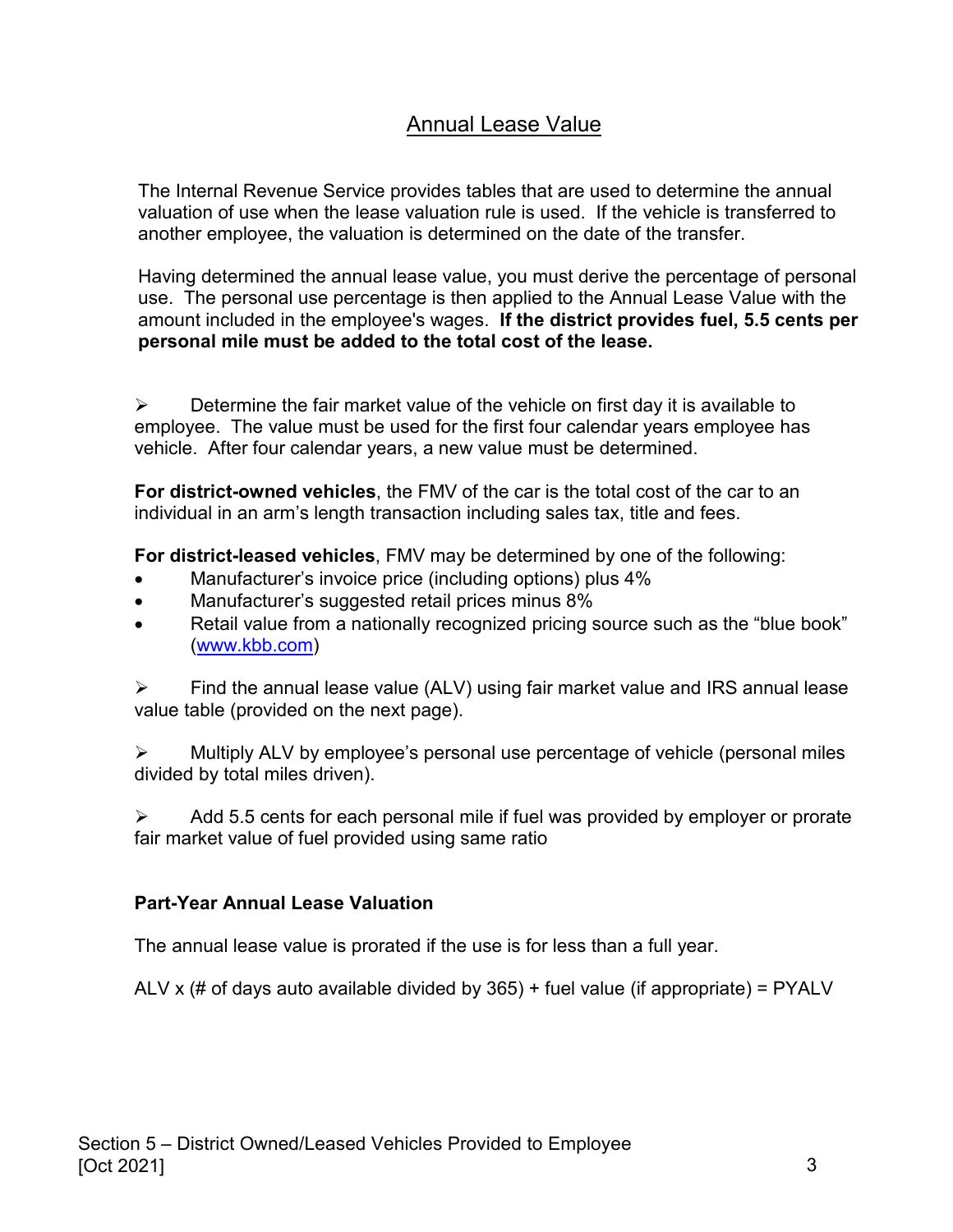## Annual Lease Value

The Internal Revenue Service provides tables that are used to determine the annual valuation of use when the lease valuation rule is used. If the vehicle is transferred to another employee, the valuation is determined on the date of the transfer.

Having determined the annual lease value, you must derive the percentage of personal use. The personal use percentage is then applied to the Annual Lease Value with the amount included in the employee's wages. **If the district provides fuel, 5.5 cents per personal mile must be added to the total cost of the lease.**

➢ Determine the fair market value of the vehicle on first day it is available to employee. The value must be used for the first four calendar years employee has vehicle. After four calendar years, a new value must be determined.

**For district-owned vehicles**, the FMV of the car is the total cost of the car to an individual in an arm's length transaction including sales tax, title and fees.

**For district-leased vehicles**, FMV may be determined by one of the following:

- Manufacturer's invoice price (including options) plus 4%
- Manufacturer's suggested retail prices minus 8%
- Retail value from a nationally recognized pricing source such as the "blue book" (www.kbb.com)

➢ Find the annual lease value (ALV) using fair market value and IRS annual lease value table (provided on the next page).

➢ Multiply ALV by employee's personal use percentage of vehicle (personal miles divided by total miles driven).

➢ Add 5.5 cents for each personal mile if fuel was provided by employer or prorate fair market value of fuel provided using same ratio

**Part-Year Annual Lease Valuation**

The annual lease value is prorated if the use is for less than a full year.

ALV x (# of days auto available divided by 365) + fuel value (if appropriate) = PYALV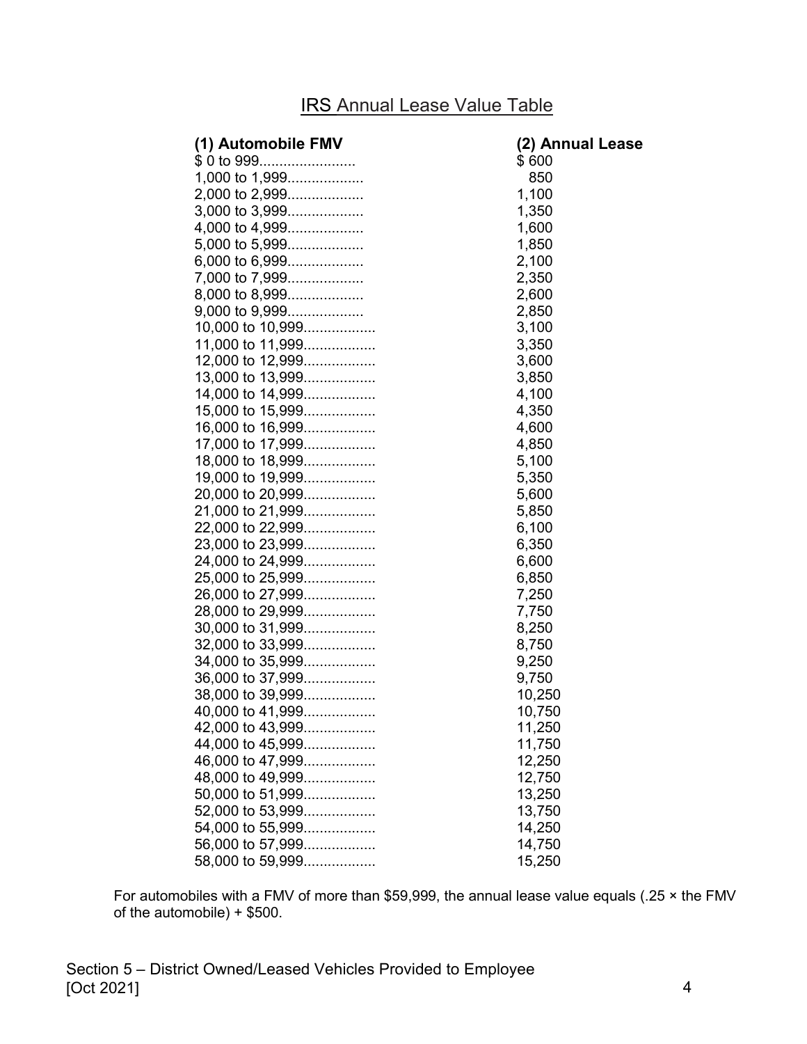## IRS Annual Lease Value Table

| (1) Automobile FMV | (2) Annual Lease |
|---|---|
| $ 0 to 999 | $ 600 |
| 1,000 to 1,999 | 850 |
| 2,000 to 2,999 | 1,100 |
| 3,000 to 3,999 | 1,350 |
| 4,000 to 4,999 | 1,600 |
| 5,000 to 5,999 | 1,850 |
| 6,000 to 6,999 | 2,100 |
| 7,000 to 7,999 | 2,350 |
| 8,000 to 8,999 | 2,600 |
| 9,000 to 9,999 | 2,850 |
| 10,000 to 10,999 | 3,100 |
| 11,000 to 11,999 | 3,350 |
| 12,000 to 12,999 | 3,600 |
| 13,000 to 13,999 | 3,850 |
| 14,000 to 14,999 | 4,100 |
| 15,000 to 15,999 | 4,350 |
| 16,000 to 16,999 | 4,600 |
| 17,000 to 17,999 | 4,850 |
| 18,000 to 18,999 | 5,100 |
| 19,000 to 19,999 | 5,350 |
| 20,000 to 20,999 | 5,600 |
| 21,000 to 21,999 | 5,850 |
| 22,000 to 22,999 | 6,100 |
| 23,000 to 23,999 | 6,350 |
| 24,000 to 24,999 | 6,600 |
| 25,000 to 25,999 | 6,850 |
| 26,000 to 27,999 | 7,250 |
| 28,000 to 29,999 | 7,750 |
| 30,000 to 31,999 | 8,250 |
| 32,000 to 33,999 | 8,750 |
| 34,000 to 35,999 | 9,250 |
| 36,000 to 37,999 | 9,750 |
| 38,000 to 39,999 | 10,250 |
| 40,000 to 41,999 | 10,750 |
| 42,000 to 43,999 | 11,250 |
| 44,000 to 45,999 | 11,750 |
| 46,000 to 47,999 | 12,250 |
| 48,000 to 49,999 | 12,750 |
| 50,000 to 51,999 | 13,250 |
| 52,000 to 53,999 | 13,750 |
| 54,000 to 55,999 | 14,250 |
| 56,000 to 57,999 | 14,750 |
| 58,000 to 59,999 | 15,250 |

For automobiles with a FMV of more than $59,999, the annual lease value equals (.25 × the FMV of the automobile) + $500.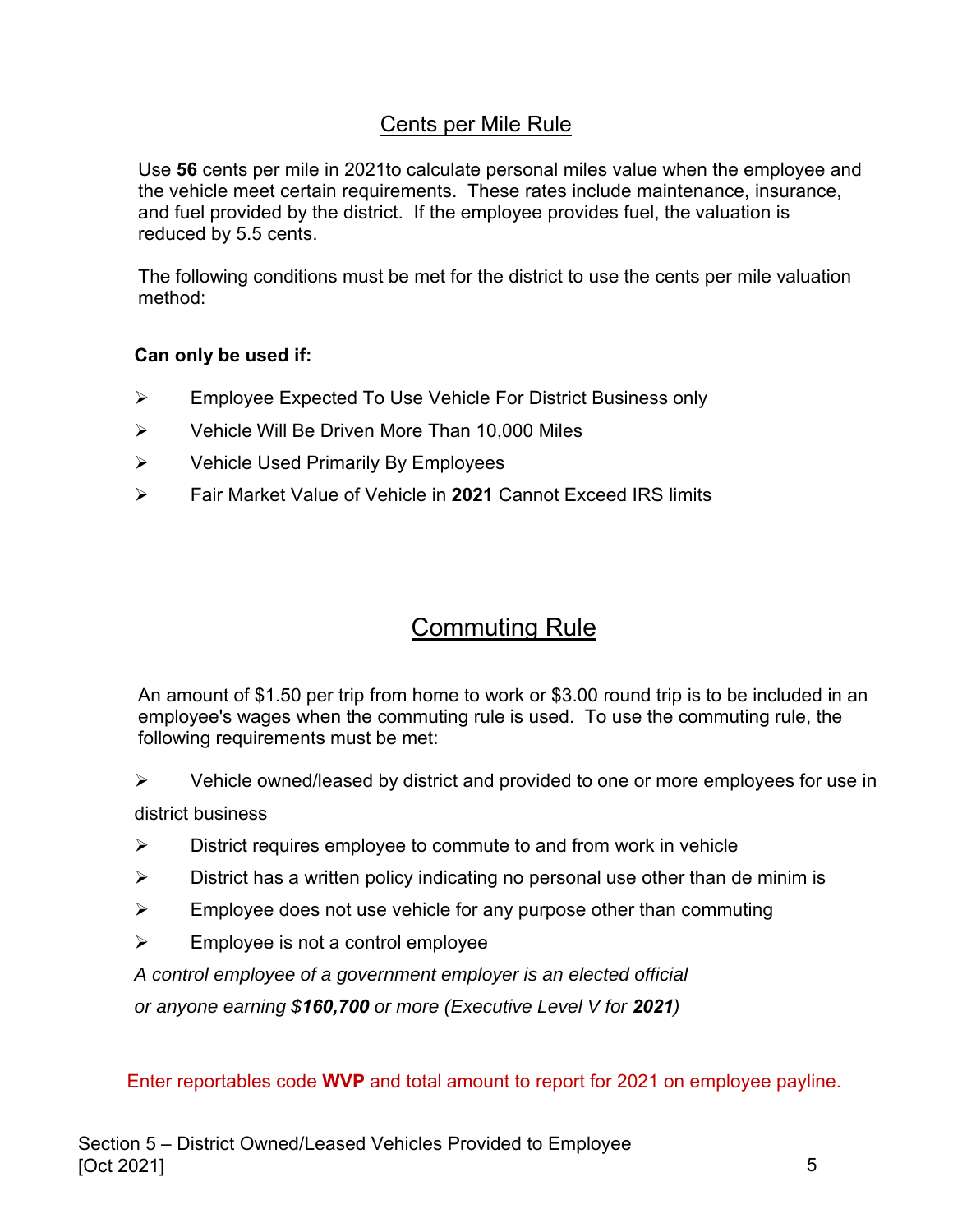## Cents per Mile Rule

Use **56** cents per mile in 2021to calculate personal miles value when the employee and the vehicle meet certain requirements. These rates include maintenance, insurance, and fuel provided by the district. If the employee provides fuel, the valuation is reduced by 5.5 cents.

The following conditions must be met for the district to use the cents per mile valuation method:

**Can only be used if:**

- Employee Expected To Use Vehicle For District Business only
- Vehicle Will Be Driven More Than 10,000 Miles
- Vehicle Used Primarily By Employees
- Fair Market Value of Vehicle in **2021** Cannot Exceed IRS limits

## Commuting Rule

An amount of $1.50 per trip from home to work or $3.00 round trip is to be included in an employee's wages when the commuting rule is used. To use the commuting rule, the following requirements must be met:

- Vehicle owned/leased by district and provided to one or more employees for use in district business
- District requires employee to commute to and from work in vehicle
- District has a written policy indicating no personal use other than de minim is
- Employee does not use vehicle for any purpose other than commuting
- Employee is not a control employee

*A control employee of a government employer is an elected official*

*or anyone earning $**160,700** or more (Executive Level V for **2021**)*

Enter reportables code **WVP** and total amount to report for 2021 on employee payline.

Section 5 – District Owned/Leased Vehicles Provided to Employee
[Oct 2021]